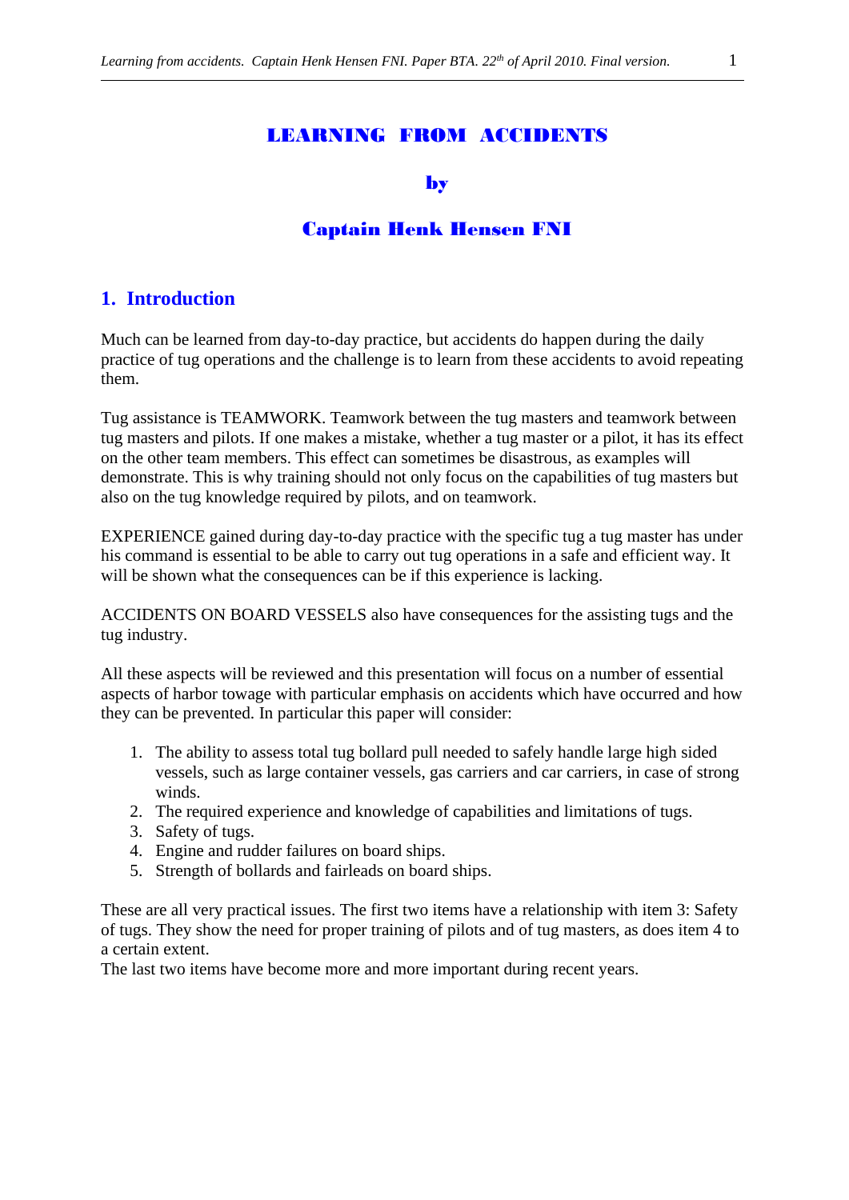# LEARNING FROM ACCIDENTS

**by**

**Captain Henk Hensen FNI**

## 1. Introduction

Much can be learned from day-to-day practice, but accidents do happen during the daily practice of tug operations and the challenge is to learn from these accidents to avoid repeating them.

Tug assistance is TEAMWORK. Teamwork between the tug masters and teamwork between tug masters and pilots. If one makes a mistake, whether a tug master or a pilot, it has its effect on the other team members. This effect can sometimes be disastrous, as examples will demonstrate. This is why training should not only focus on the capabilities of tug masters but also on the tug knowledge required by pilots, and on teamwork.

EXPERIENCE gained during day-to-day practice with the specific tug a tug master has under his command is essential to be able to carry out tug operations in a safe and efficient way. It will be shown what the consequences can be if this experience is lacking.

ACCIDENTS ON BOARD VESSELS also have consequences for the assisting tugs and the tug industry.

All these aspects will be reviewed and this presentation will focus on a number of essential aspects of harbor towage with particular emphasis on accidents which have occurred and how they can be prevented. In particular this paper will consider:

1. The ability to assess total tug bollard pull needed to safely handle large high sided vessels, such as large container vessels, gas carriers and car carriers, in case of strong winds.
2. The required experience and knowledge of capabilities and limitations of tugs.
3. Safety of tugs.
4. Engine and rudder failures on board ships.
5. Strength of bollards and fairleads on board ships.

These are all very practical issues. The first two items have a relationship with item 3: Safety of tugs. They show the need for proper training of pilots and of tug masters, as does item 4 to a certain extent.
The last two items have become more and more important during recent years.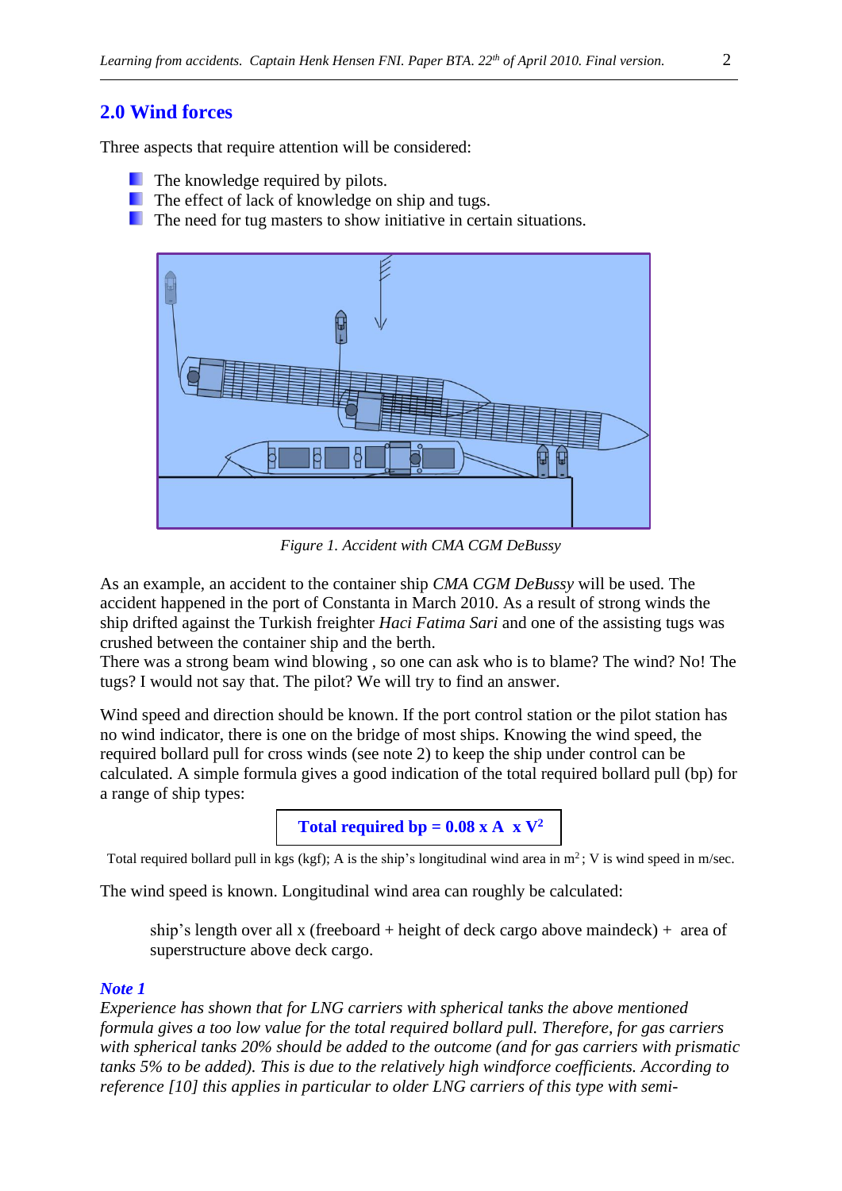## 2.0 Wind forces

Three aspects that require attention will be considered:

- The knowledge required by pilots.
- The effect of lack of knowledge on ship and tugs.
- The need for tug masters to show initiative in certain situations.

*Figure 1. Accident with CMA CGM DeBussy*

As an example, an accident to the container ship *CMA CGM DeBussy* will be used. The accident happened in the port of Constanta in March 2010. As a result of strong winds the ship drifted against the Turkish freighter *Haci Fatima Sari* and one of the assisting tugs was crushed between the container ship and the berth.
There was a strong beam wind blowing , so one can ask who is to blame? The wind? No! The tugs? I would not say that. The pilot? We will try to find an answer.

Wind speed and direction should be known. If the port control station or the pilot station has no wind indicator, there is one on the bridge of most ships. Knowing the wind speed, the required bollard pull for cross winds (see note 2) to keep the ship under control can be calculated. A simple formula gives a good indication of the total required bollard pull (bp) for a range of ship types:

$$\textbf{Total required bp} = 0.08 \times A \times V^2$$

Total required bollard pull in kgs (kgf); A is the ship's longitudinal wind area in $m^2$; V is wind speed in m/sec.

The wind speed is known. Longitudinal wind area can roughly be calculated:

> ship's length over all x (freeboard + height of deck cargo above maindeck) + area of superstructure above deck cargo.

***Note 1***

*Experience has shown that for LNG carriers with spherical tanks the above mentioned formula gives a too low value for the total required bollard pull. Therefore, for gas carriers with spherical tanks 20% should be added to the outcome (and for gas carriers with prismatic tanks 5% to be added). This is due to the relatively high windforce coefficients. According to reference [10] this applies in particular to older LNG carriers of this type with semi-*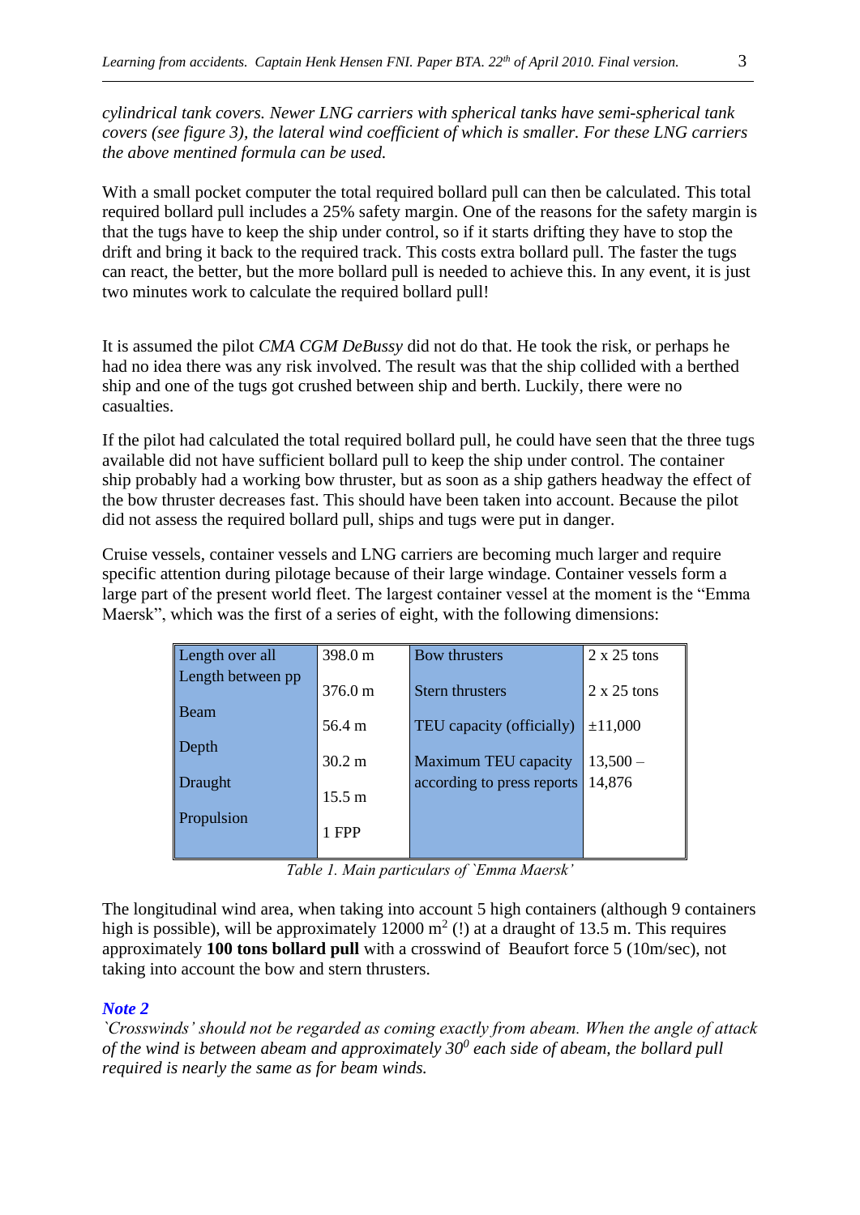*cylindrical tank covers. Newer LNG carriers with spherical tanks have semi-spherical tank covers (see figure 3), the lateral wind coefficient of which is smaller. For these LNG carriers the above mentioned formula can be used.*

With a small pocket computer the total required bollard pull can then be calculated. This total required bollard pull includes a 25% safety margin. One of the reasons for the safety margin is that the tugs have to keep the ship under control, so if it starts drifting they have to stop the drift and bring it back to the required track. This costs extra bollard pull. The faster the tugs can react, the better, but the more bollard pull is needed to achieve this. In any event, it is just two minutes work to calculate the required bollard pull!

It is assumed the pilot *CMA CGM DeBussy* did not do that. He took the risk, or perhaps he had no idea there was any risk involved. The result was that the ship collided with a berthed ship and one of the tugs got crushed between ship and berth. Luckily, there were no casualties.

If the pilot had calculated the total required bollard pull, he could have seen that the three tugs available did not have sufficient bollard pull to keep the ship under control. The container ship probably had a working bow thruster, but as soon as a ship gathers headway the effect of the bow thruster decreases fast. This should have been taken into account. Because the pilot did not assess the required bollard pull, ships and tugs were put in danger.

Cruise vessels, container vessels and LNG carriers are becoming much larger and require specific attention during pilotage because of their large windage. Container vessels form a large part of the present world fleet. The largest container vessel at the moment is the "Emma Maersk", which was the first of a series of eight, with the following dimensions:

| | | | |
|---|---|---|---|
| Length over all | 398.0 m | Bow thrusters | 2 x 25 tons |
| Length between pp | 376.0 m | Stern thrusters | 2 x 25 tons |
| Beam | 56.4 m | TEU capacity (officially) | ±11,000 |
| Depth | 30.2 m | Maximum TEU capacity according to press reports | 13,500 – 14,876 |
| Draught | 15.5 m | | |
| Propulsion | 1 FPP | | |

*Table 1. Main particulars of `Emma Maersk'*

The longitudinal wind area, when taking into account 5 high containers (although 9 containers high is possible), will be approximately 12000 m$^2$ (!) at a draught of 13.5 m. This requires approximately **100 tons bollard pull** with a crosswind of Beaufort force 5 (10m/sec), not taking into account the bow and stern thrusters.

***Note 2***

*`Crosswinds' should not be regarded as coming exactly from abeam. When the angle of attack of the wind is between abeam and approximately 30$^0$ each side of abeam, the bollard pull required is nearly the same as for beam winds.*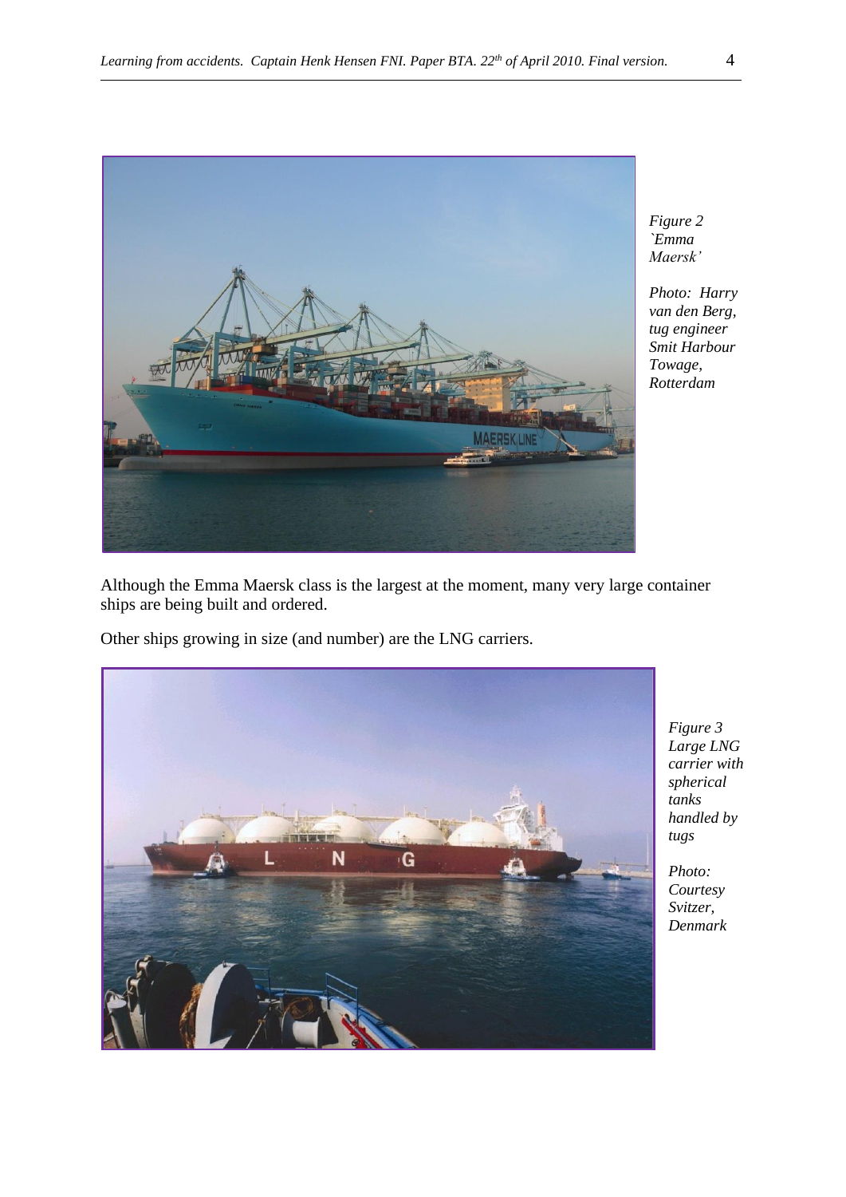*Figure 2 `Emma Maersk'*

*Photo: Harry van den Berg, tug engineer Smit Harbour Towage, Rotterdam*

Although the Emma Maersk class is the largest at the moment, many very large container ships are being built and ordered.

Other ships growing in size (and number) are the LNG carriers.

*Figure 3 Large LNG carrier with spherical tanks handled by tugs*

*Photo: Courtesy Svitzer, Denmark*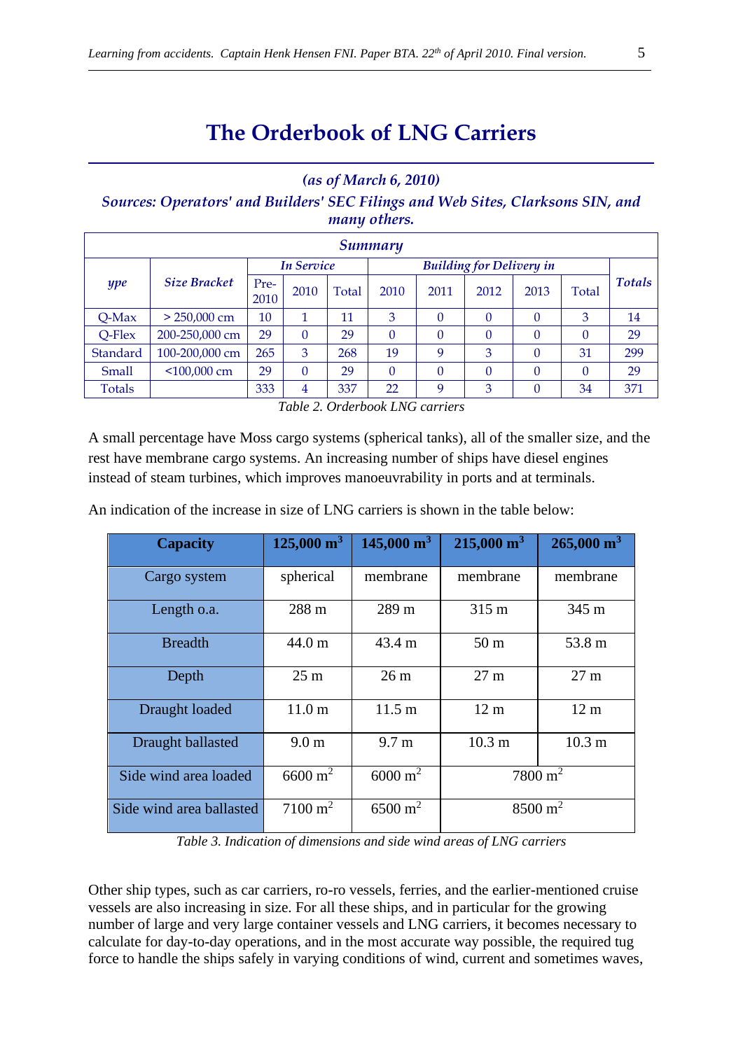# The Orderbook of LNG Carriers

*(as of March 6, 2010)*

*Sources: Operators' and Builders' SEC Filings and Web Sites, Clarksons SIN, and many others.*

| *Summary* | | | | | | | | | | |
|---|---|---|---|---|---|---|---|---|---|---|
| *ype* | *Size Bracket* | *In Service* | | | *Building for Delivery in* | | | | | *Totals* |
| | | Pre-2010 | 2010 | Total | 2010 | 2011 | 2012 | 2013 | Total | |
| Q-Max | > 250,000 cm | 10 | 1 | 11 | 3 | 0 | 0 | 0 | 3 | 14 |
| Q-Flex | 200-250,000 cm | 29 | 0 | 29 | 0 | 0 | 0 | 0 | 0 | 29 |
| Standard | 100-200,000 cm | 265 | 3 | 268 | 19 | 9 | 3 | 0 | 31 | 299 |
| Small | <100,000 cm | 29 | 0 | 29 | 0 | 0 | 0 | 0 | 0 | 29 |
| Totals | | 333 | 4 | 337 | 22 | 9 | 3 | 0 | 34 | 371 |

*Table 2. Orderbook LNG carriers*

A small percentage have Moss cargo systems (spherical tanks), all of the smaller size, and the rest have membrane cargo systems. An increasing number of ships have diesel engines instead of steam turbines, which improves manoeuvrability in ports and at terminals.

An indication of the increase in size of LNG carriers is shown in the table below:

| **Capacity** | **125,000 m$^3$** | **145,000 m$^3$** | **215,000 m$^3$** | **265,000 m$^3$** |
|---|---|---|---|---|
| Cargo system | spherical | membrane | membrane | membrane |
| Length o.a. | 288 m | 289 m | 315 m | 345 m |
| Breadth | 44.0 m | 43.4 m | 50 m | 53.8 m |
| Depth | 25 m | 26 m | 27 m | 27 m |
| Draught loaded | 11.0 m | 11.5 m | 12 m | 12 m |
| Draught ballasted | 9.0 m | 9.7 m | 10.3 m | 10.3 m |
| Side wind area loaded | 6600 m$^2$ | 6000 m$^2$ | 7800 m$^2$ | |
| Side wind area ballasted | 7100 m$^2$ | 6500 m$^2$ | 8500 m$^2$ | |

*Table 3. Indication of dimensions and side wind areas of LNG carriers*

Other ship types, such as car carriers, ro-ro vessels, ferries, and the earlier-mentioned cruise vessels are also increasing in size. For all these ships, and in particular for the growing number of large and very large container vessels and LNG carriers, it becomes necessary to calculate for day-to-day operations, and in the most accurate way possible, the required tug force to handle the ships safely in varying conditions of wind, current and sometimes waves,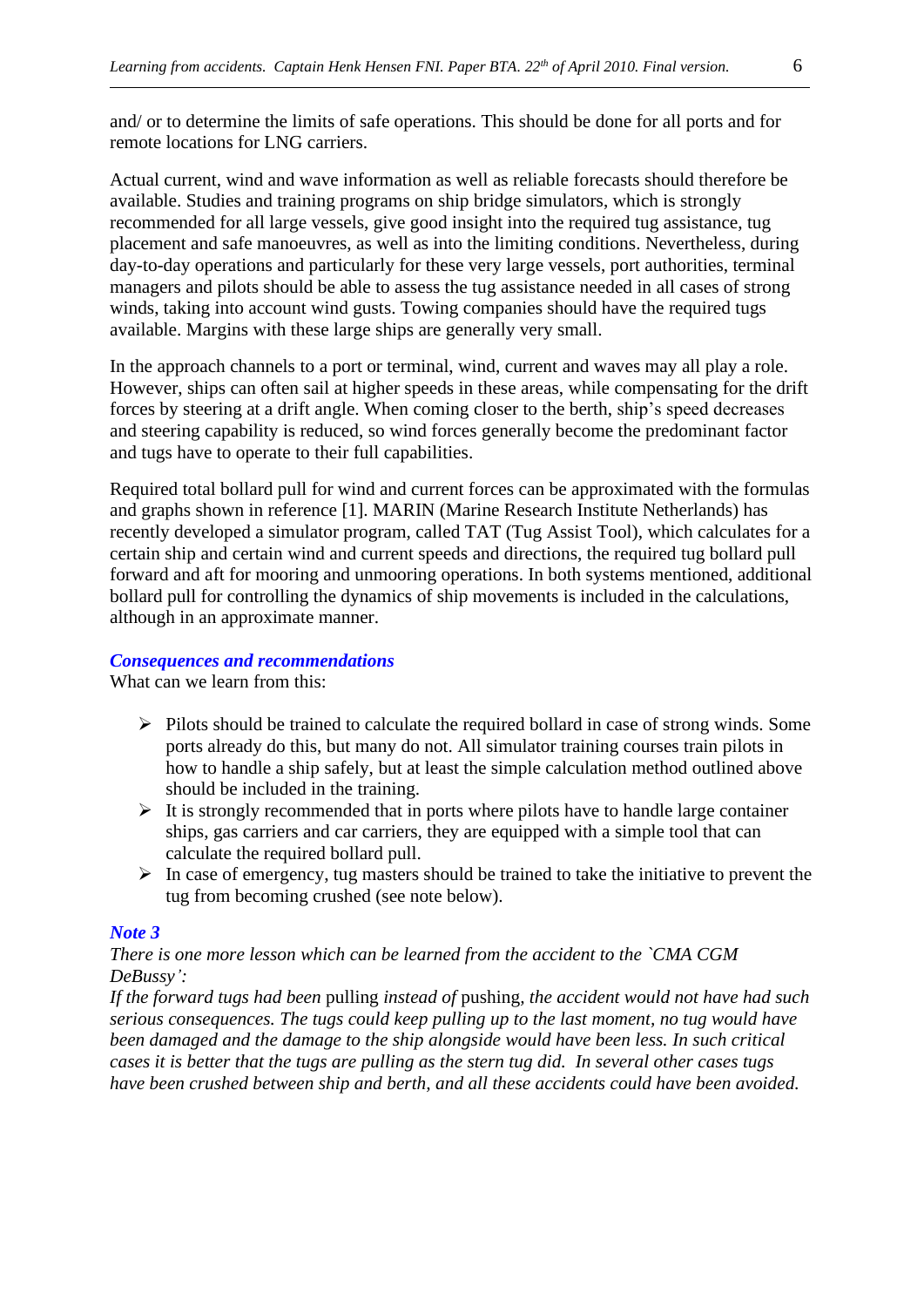and/ or to determine the limits of safe operations. This should be done for all ports and for remote locations for LNG carriers.

Actual current, wind and wave information as well as reliable forecasts should therefore be available. Studies and training programs on ship bridge simulators, which is strongly recommended for all large vessels, give good insight into the required tug assistance, tug placement and safe manoeuvres, as well as into the limiting conditions. Nevertheless, during day-to-day operations and particularly for these very large vessels, port authorities, terminal managers and pilots should be able to assess the tug assistance needed in all cases of strong winds, taking into account wind gusts. Towing companies should have the required tugs available. Margins with these large ships are generally very small.

In the approach channels to a port or terminal, wind, current and waves may all play a role. However, ships can often sail at higher speeds in these areas, while compensating for the drift forces by steering at a drift angle. When coming closer to the berth, ship's speed decreases and steering capability is reduced, so wind forces generally become the predominant factor and tugs have to operate to their full capabilities.

Required total bollard pull for wind and current forces can be approximated with the formulas and graphs shown in reference [1]. MARIN (Marine Research Institute Netherlands) has recently developed a simulator program, called TAT (Tug Assist Tool), which calculates for a certain ship and certain wind and current speeds and directions, the required tug bollard pull forward and aft for mooring and unmooring operations. In both systems mentioned, additional bollard pull for controlling the dynamics of ship movements is included in the calculations, although in an approximate manner.

### *Consequences and recommendations*

What can we learn from this:

- Pilots should be trained to calculate the required bollard in case of strong winds. Some ports already do this, but many do not. All simulator training courses train pilots in how to handle a ship safely, but at least the simple calculation method outlined above should be included in the training.
- It is strongly recommended that in ports where pilots have to handle large container ships, gas carriers and car carriers, they are equipped with a simple tool that can calculate the required bollard pull.
- In case of emergency, tug masters should be trained to take the initiative to prevent the tug from becoming crushed (see note below).

### *Note 3*

*There is one more lesson which can be learned from the accident to the `CMA CGM DeBussy':*
*If the forward tugs had been* pulling *instead of* pushing, *the accident would not have had such serious consequences. The tugs could keep pulling up to the last moment, no tug would have been damaged and the damage to the ship alongside would have been less. In such critical cases it is better that the tugs are pulling as the stern tug did. In several other cases tugs have been crushed between ship and berth, and all these accidents could have been avoided.*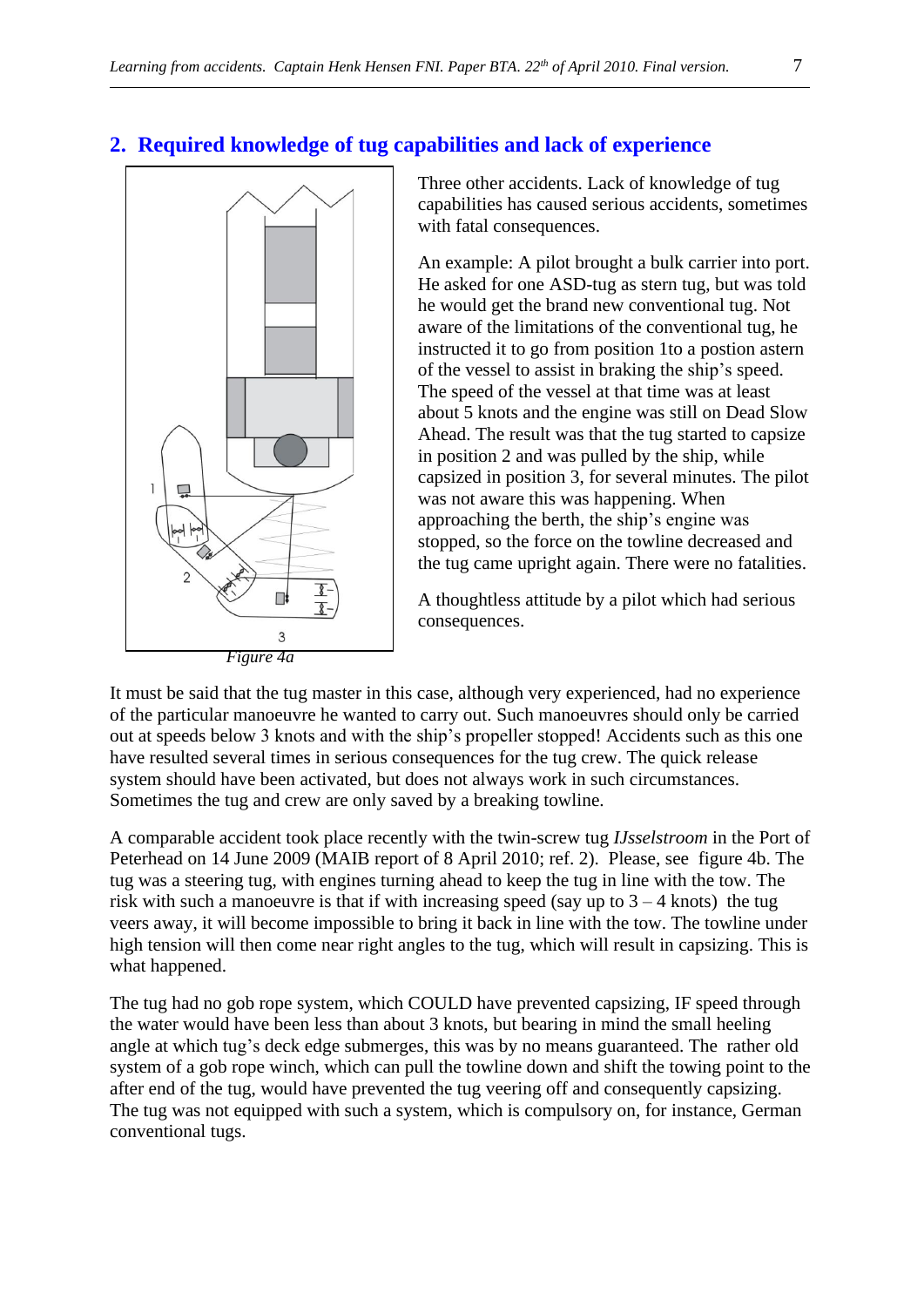## 2. Required knowledge of tug capabilities and lack of experience

Three other accidents. Lack of knowledge of tug capabilities has caused serious accidents, sometimes with fatal consequences.

An example: A pilot brought a bulk carrier into port. He asked for one ASD-tug as stern tug, but was told he would get the brand new conventional tug. Not aware of the limitations of the conventional tug, he instructed it to go from position 1to a postion astern of the vessel to assist in braking the ship's speed. The speed of the vessel at that time was at least about 5 knots and the engine was still on Dead Slow Ahead. The result was that the tug started to capsize in position 2 and was pulled by the ship, while capsized in position 3, for several minutes. The pilot was not aware this was happening. When approaching the berth, the ship's engine was stopped, so the force on the towline decreased and the tug came upright again. There were no fatalities.

A thoughtless attitude by a pilot which had serious consequences.

*Figure 4a*

It must be said that the tug master in this case, although very experienced, had no experience of the particular manoeuvre he wanted to carry out. Such manoeuvres should only be carried out at speeds below 3 knots and with the ship's propeller stopped! Accidents such as this one have resulted several times in serious consequences for the tug crew. The quick release system should have been activated, but does not always work in such circumstances. Sometimes the tug and crew are only saved by a breaking towline.

A comparable accident took place recently with the twin-screw tug *IJsselstroom* in the Port of Peterhead on 14 June 2009 (MAIB report of 8 April 2010; ref. 2). Please, see figure 4b. The tug was a steering tug, with engines turning ahead to keep the tug in line with the tow. The risk with such a manoeuvre is that if with increasing speed (say up to 3 – 4 knots) the tug veers away, it will become impossible to bring it back in line with the tow. The towline under high tension will then come near right angles to the tug, which will result in capsizing. This is what happened.

The tug had no gob rope system, which COULD have prevented capsizing, IF speed through the water would have been less than about 3 knots, but bearing in mind the small heeling angle at which tug's deck edge submerges, this was by no means guaranteed. The rather old system of a gob rope winch, which can pull the towline down and shift the towing point to the after end of the tug, would have prevented the tug veering off and consequently capsizing. The tug was not equipped with such a system, which is compulsory on, for instance, German conventional tugs.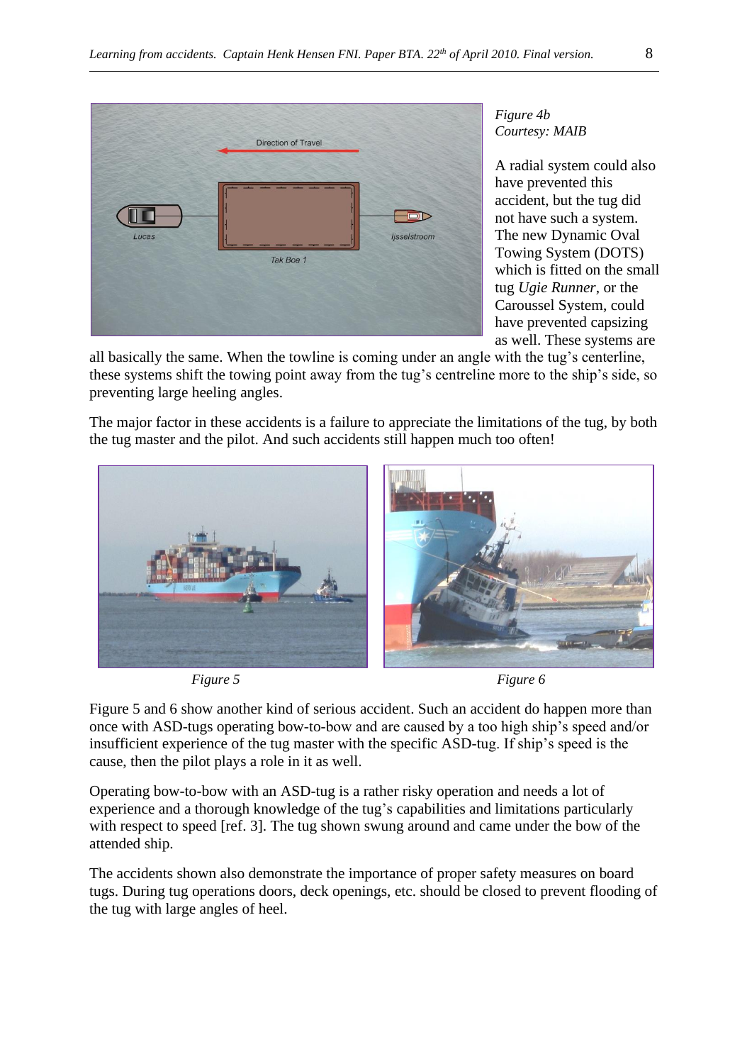*Figure 4b*
*Courtesy: MAIB*

A radial system could also have prevented this accident, but the tug did not have such a system. The new Dynamic Oval Towing System (DOTS) which is fitted on the small tug *Ugie Runner*, or the Caroussel System, could have prevented capsizing as well. These systems are all basically the same. When the towline is coming under an angle with the tug's centerline, these systems shift the towing point away from the tug's centreline more to the ship's side, so preventing large heeling angles.

The major factor in these accidents is a failure to appreciate the limitations of the tug, by both the tug master and the pilot. And such accidents still happen much too often!

*Figure 5*

*Figure 6*

Figure 5 and 6 show another kind of serious accident. Such an accident do happen more than once with ASD-tugs operating bow-to-bow and are caused by a too high ship's speed and/or insufficient experience of the tug master with the specific ASD-tug. If ship's speed is the cause, then the pilot plays a role in it as well.

Operating bow-to-bow with an ASD-tug is a rather risky operation and needs a lot of experience and a thorough knowledge of the tug's capabilities and limitations particularly with respect to speed [ref. 3]. The tug shown swung around and came under the bow of the attended ship.

The accidents shown also demonstrate the importance of proper safety measures on board tugs. During tug operations doors, deck openings, etc. should be closed to prevent flooding of the tug with large angles of heel.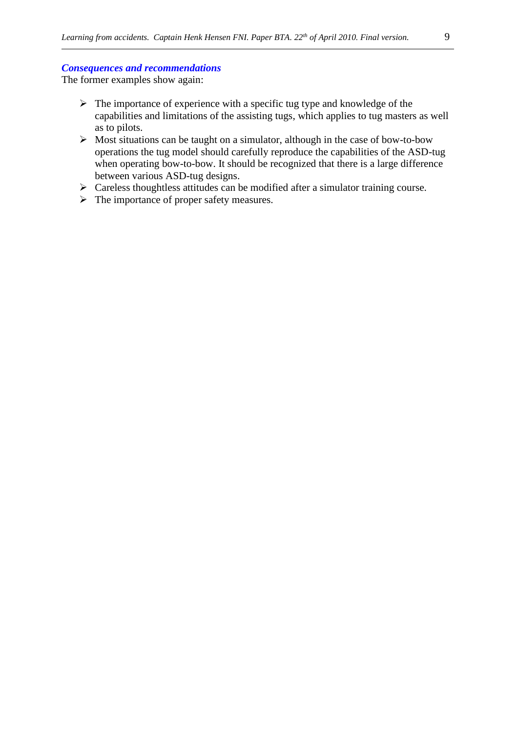***Consequences and recommendations***

The former examples show again:

- The importance of experience with a specific tug type and knowledge of the capabilities and limitations of the assisting tugs, which applies to tug masters as well as to pilots.
- Most situations can be taught on a simulator, although in the case of bow-to-bow operations the tug model should carefully reproduce the capabilities of the ASD-tug when operating bow-to-bow. It should be recognized that there is a large difference between various ASD-tug designs.
- Careless thoughtless attitudes can be modified after a simulator training course.
- The importance of proper safety measures.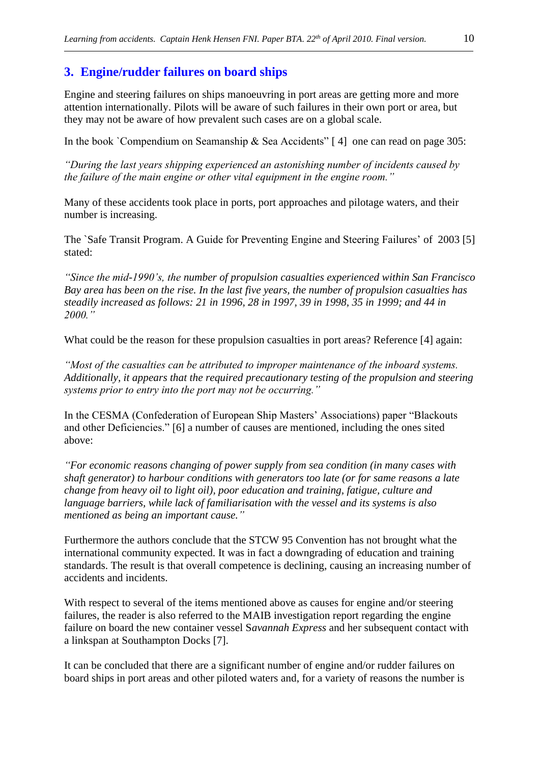## 3. Engine/rudder failures on board ships

Engine and steering failures on ships manoeuvring in port areas are getting more and more attention internationally. Pilots will be aware of such failures in their own port or area, but they may not be aware of how prevalent such cases are on a global scale.

In the book `Compendium on Seamanship & Sea Accidents" [ 4] one can read on page 305:

*"During the last years shipping experienced an astonishing number of incidents caused by the failure of the main engine or other vital equipment in the engine room."*

Many of these accidents took place in ports, port approaches and pilotage waters, and their number is increasing.

The `Safe Transit Program. A Guide for Preventing Engine and Steering Failures' of 2003 [5] stated:

*"Since the mid-1990's, the number of propulsion casualties experienced within San Francisco Bay area has been on the rise. In the last five years, the number of propulsion casualties has steadily increased as follows: 21 in 1996, 28 in 1997, 39 in 1998, 35 in 1999; and 44 in 2000."*

What could be the reason for these propulsion casualties in port areas? Reference [4] again:

*"Most of the casualties can be attributed to improper maintenance of the inboard systems. Additionally, it appears that the required precautionary testing of the propulsion and steering systems prior to entry into the port may not be occurring."*

In the CESMA (Confederation of European Ship Masters' Associations) paper "Blackouts and other Deficiencies." [6] a number of causes are mentioned, including the ones sited above:

*"For economic reasons changing of power supply from sea condition (in many cases with shaft generator) to harbour conditions with generators too late (or for same reasons a late change from heavy oil to light oil), poor education and training, fatigue, culture and language barriers, while lack of familiarisation with the vessel and its systems is also mentioned as being an important cause."*

Furthermore the authors conclude that the STCW 95 Convention has not brought what the international community expected. It was in fact a downgrading of education and training standards. The result is that overall competence is declining, causing an increasing number of accidents and incidents.

With respect to several of the items mentioned above as causes for engine and/or steering failures, the reader is also referred to the MAIB investigation report regarding the engine failure on board the new container vessel S*avannah Express* and her subsequent contact with a linkspan at Southampton Docks [7].

It can be concluded that there are a significant number of engine and/or rudder failures on board ships in port areas and other piloted waters and, for a variety of reasons the number is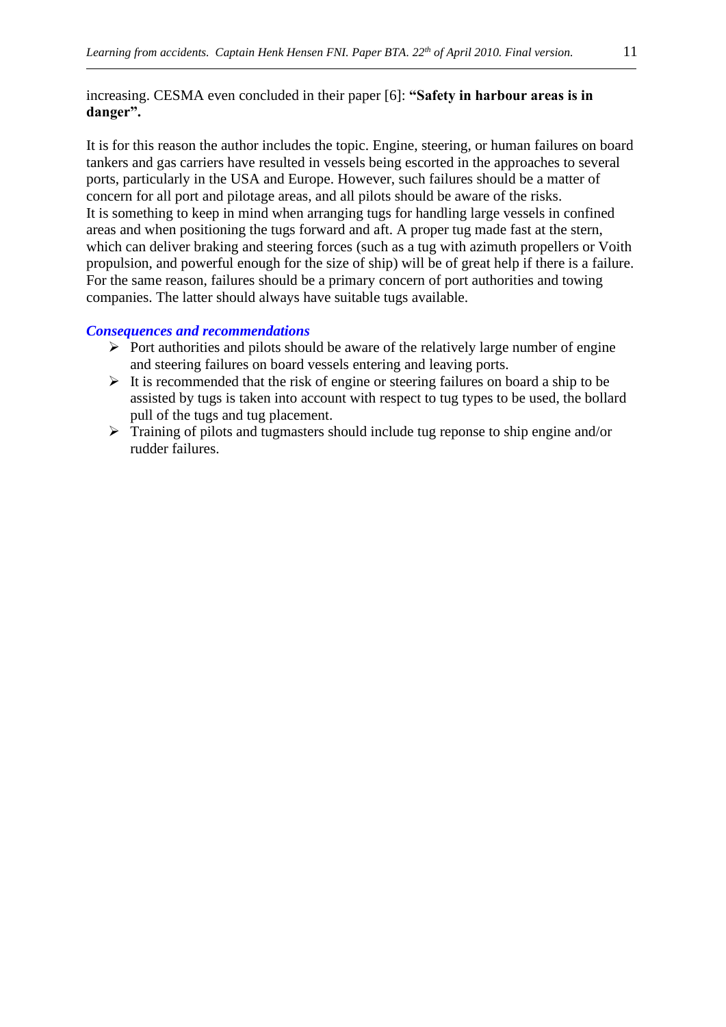increasing. CESMA even concluded in their paper [6]: **"Safety in harbour areas is in danger".**

It is for this reason the author includes the topic. Engine, steering, or human failures on board tankers and gas carriers have resulted in vessels being escorted in the approaches to several ports, particularly in the USA and Europe. However, such failures should be a matter of concern for all port and pilotage areas, and all pilots should be aware of the risks.
It is something to keep in mind when arranging tugs for handling large vessels in confined areas and when positioning the tugs forward and aft. A proper tug made fast at the stern, which can deliver braking and steering forces (such as a tug with azimuth propellers or Voith propulsion, and powerful enough for the size of ship) will be of great help if there is a failure. For the same reason, failures should be a primary concern of port authorities and towing companies. The latter should always have suitable tugs available.

***Consequences and recommendations***

- Port authorities and pilots should be aware of the relatively large number of engine and steering failures on board vessels entering and leaving ports.
- It is recommended that the risk of engine or steering failures on board a ship to be assisted by tugs is taken into account with respect to tug types to be used, the bollard pull of the tugs and tug placement.
- Training of pilots and tugmasters should include tug reponse to ship engine and/or rudder failures.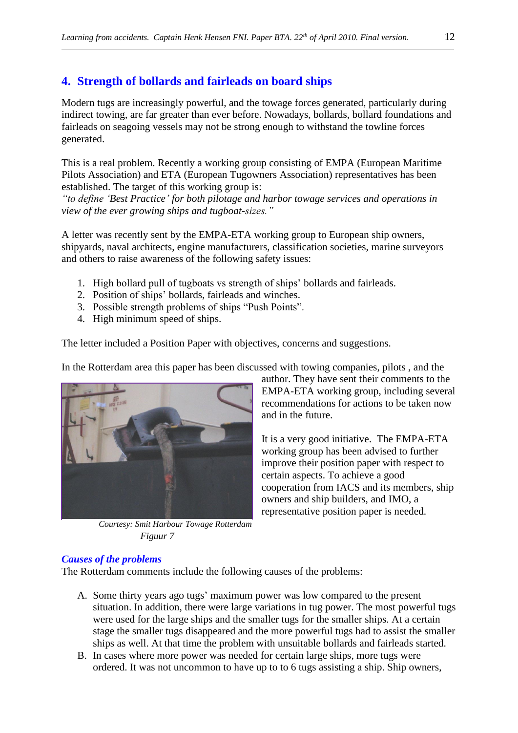## 4. Strength of bollards and fairleads on board ships

Modern tugs are increasingly powerful, and the towage forces generated, particularly during indirect towing, are far greater than ever before. Nowadays, bollards, bollard foundations and fairleads on seagoing vessels may not be strong enough to withstand the towline forces generated.

This is a real problem. Recently a working group consisting of EMPA (European Maritime Pilots Association) and ETA (European Tugowners Association) representatives has been established. The target of this working group is:
*"to define 'Best Practice' for both pilotage and harbor towage services and operations in view of the ever growing ships and tugboat-sizes."*

A letter was recently sent by the EMPA-ETA working group to European ship owners, shipyards, naval architects, engine manufacturers, classification societies, marine surveyors and others to raise awareness of the following safety issues:

1. High bollard pull of tugboats vs strength of ships' bollards and fairleads.
2. Position of ships' bollards, fairleads and winches.
3. Possible strength problems of ships "Push Points".
4. High minimum speed of ships.

The letter included a Position Paper with objectives, concerns and suggestions.

In the Rotterdam area this paper has been discussed with towing companies, pilots , and the author. They have sent their comments to the EMPA-ETA working group, including several recommendations for actions to be taken now and in the future.

It is a very good initiative. The EMPA-ETA working group has been advised to further improve their position paper with respect to certain aspects. To achieve a good cooperation from IACS and its members, ship owners and ship builders, and IMO, a representative position paper is needed.

*Courtesy: Smit Harbour Towage Rotterdam*

*Figuur 7*

### *Causes of the problems*

The Rotterdam comments include the following causes of the problems:

A. Some thirty years ago tugs' maximum power was low compared to the present situation. In addition, there were large variations in tug power. The most powerful tugs were used for the large ships and the smaller tugs for the smaller ships. At a certain stage the smaller tugs disappeared and the more powerful tugs had to assist the smaller ships as well. At that time the problem with unsuitable bollards and fairleads started.
B. In cases where more power was needed for certain large ships, more tugs were ordered. It was not uncommon to have up to to 6 tugs assisting a ship. Ship owners,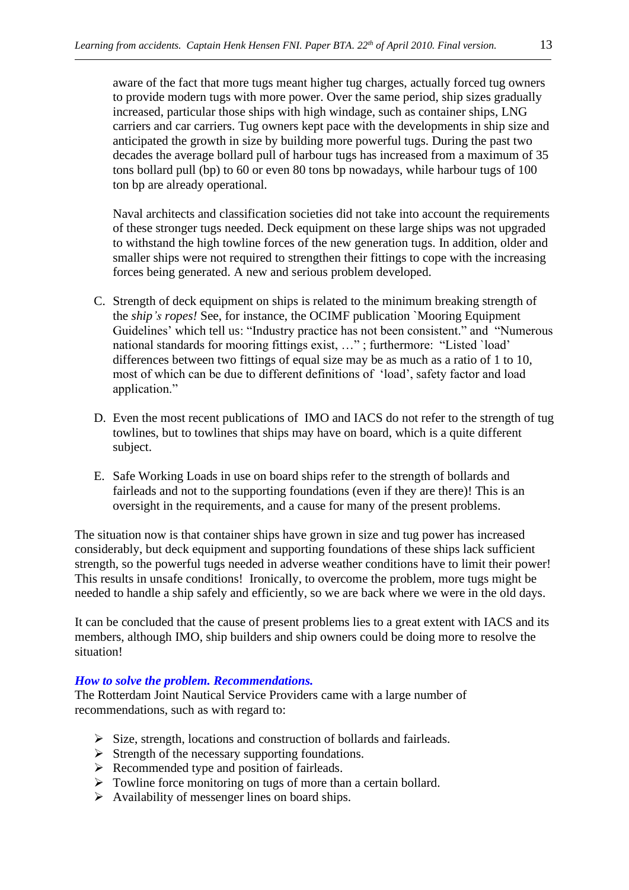aware of the fact that more tugs meant higher tug charges, actually forced tug owners to provide modern tugs with more power. Over the same period, ship sizes gradually increased, particular those ships with high windage, such as container ships, LNG carriers and car carriers. Tug owners kept pace with the developments in ship size and anticipated the growth in size by building more powerful tugs. During the past two decades the average bollard pull of harbour tugs has increased from a maximum of 35 tons bollard pull (bp) to 60 or even 80 tons bp nowadays, while harbour tugs of 100 ton bp are already operational.

Naval architects and classification societies did not take into account the requirements of these stronger tugs needed. Deck equipment on these large ships was not upgraded to withstand the high towline forces of the new generation tugs. In addition, older and smaller ships were not required to strengthen their fittings to cope with the increasing forces being generated. A new and serious problem developed.

C. Strength of deck equipment on ships is related to the minimum breaking strength of the *ship's ropes!* See, for instance, the OCIMF publication `Mooring Equipment Guidelines' which tell us: "Industry practice has not been consistent." and "Numerous national standards for mooring fittings exist, …" ; furthermore: "Listed `load' differences between two fittings of equal size may be as much as a ratio of 1 to 10, most of which can be due to different definitions of 'load', safety factor and load application."

D. Even the most recent publications of IMO and IACS do not refer to the strength of tug towlines, but to towlines that ships may have on board, which is a quite different subject.

E. Safe Working Loads in use on board ships refer to the strength of bollards and fairleads and not to the supporting foundations (even if they are there)! This is an oversight in the requirements, and a cause for many of the present problems.

The situation now is that container ships have grown in size and tug power has increased considerably, but deck equipment and supporting foundations of these ships lack sufficient strength, so the powerful tugs needed in adverse weather conditions have to limit their power! This results in unsafe conditions! Ironically, to overcome the problem, more tugs might be needed to handle a ship safely and efficiently, so we are back where we were in the old days.

It can be concluded that the cause of present problems lies to a great extent with IACS and its members, although IMO, ship builders and ship owners could be doing more to resolve the situation!

### *How to solve the problem. Recommendations.*

The Rotterdam Joint Nautical Service Providers came with a large number of recommendations, such as with regard to:

- Size, strength, locations and construction of bollards and fairleads.
- Strength of the necessary supporting foundations.
- Recommended type and position of fairleads.
- Towline force monitoring on tugs of more than a certain bollard.
- Availability of messenger lines on board ships.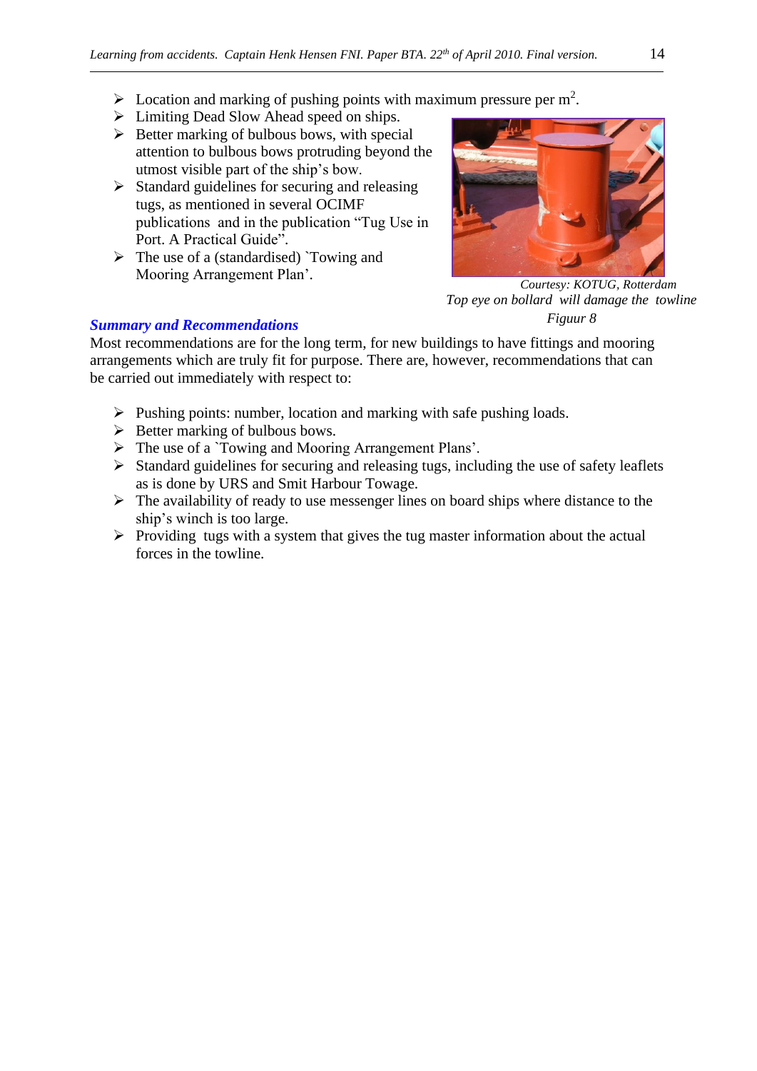- Location and marking of pushing points with maximum pressure per $m^2$.
- Limiting Dead Slow Ahead speed on ships.
- Better marking of bulbous bows, with special attention to bulbous bows protruding beyond the utmost visible part of the ship's bow.
- Standard guidelines for securing and releasing tugs, as mentioned in several OCIMF publications and in the publication "Tug Use in Port. A Practical Guide".
- The use of a (standardised) `Towing and Mooring Arrangement Plan'.

*Courtesy: KOTUG, Rotterdam*
*Top eye on bollard will damage the towline*
*Figuur 8*

### *Summary and Recommendations*

Most recommendations are for the long term, for new buildings to have fittings and mooring arrangements which are truly fit for purpose. There are, however, recommendations that can be carried out immediately with respect to:

- Pushing points: number, location and marking with safe pushing loads.
- Better marking of bulbous bows.
- The use of a `Towing and Mooring Arrangement Plans'.
- Standard guidelines for securing and releasing tugs, including the use of safety leaflets as is done by URS and Smit Harbour Towage.
- The availability of ready to use messenger lines on board ships where distance to the ship's winch is too large.
- Providing tugs with a system that gives the tug master information about the actual forces in the towline.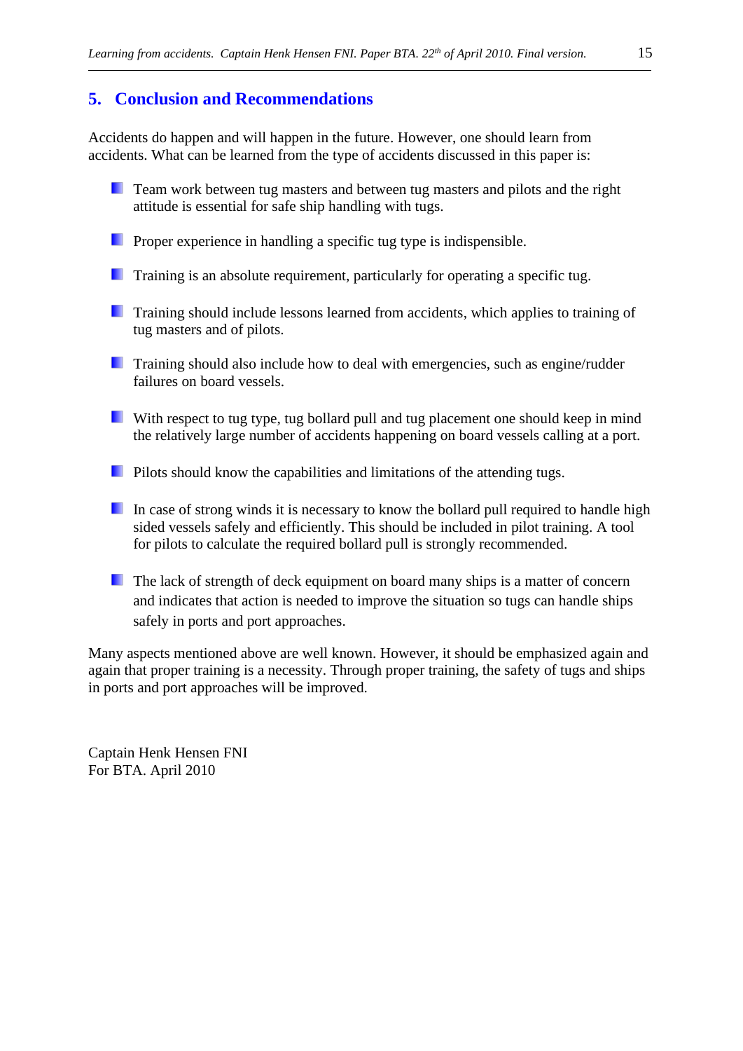## 5. Conclusion and Recommendations

Accidents do happen and will happen in the future. However, one should learn from accidents. What can be learned from the type of accidents discussed in this paper is:

- Team work between tug masters and between tug masters and pilots and the right attitude is essential for safe ship handling with tugs.
- Proper experience in handling a specific tug type is indispensible.
- Training is an absolute requirement, particularly for operating a specific tug.
- Training should include lessons learned from accidents, which applies to training of tug masters and of pilots.
- Training should also include how to deal with emergencies, such as engine/rudder failures on board vessels.
- With respect to tug type, tug bollard pull and tug placement one should keep in mind the relatively large number of accidents happening on board vessels calling at a port.
- Pilots should know the capabilities and limitations of the attending tugs.
- In case of strong winds it is necessary to know the bollard pull required to handle high sided vessels safely and efficiently. This should be included in pilot training. A tool for pilots to calculate the required bollard pull is strongly recommended.
- The lack of strength of deck equipment on board many ships is a matter of concern and indicates that action is needed to improve the situation so tugs can handle ships safely in ports and port approaches.

Many aspects mentioned above are well known. However, it should be emphasized again and again that proper training is a necessity. Through proper training, the safety of tugs and ships in ports and port approaches will be improved.

Captain Henk Hensen FNI
For BTA. April 2010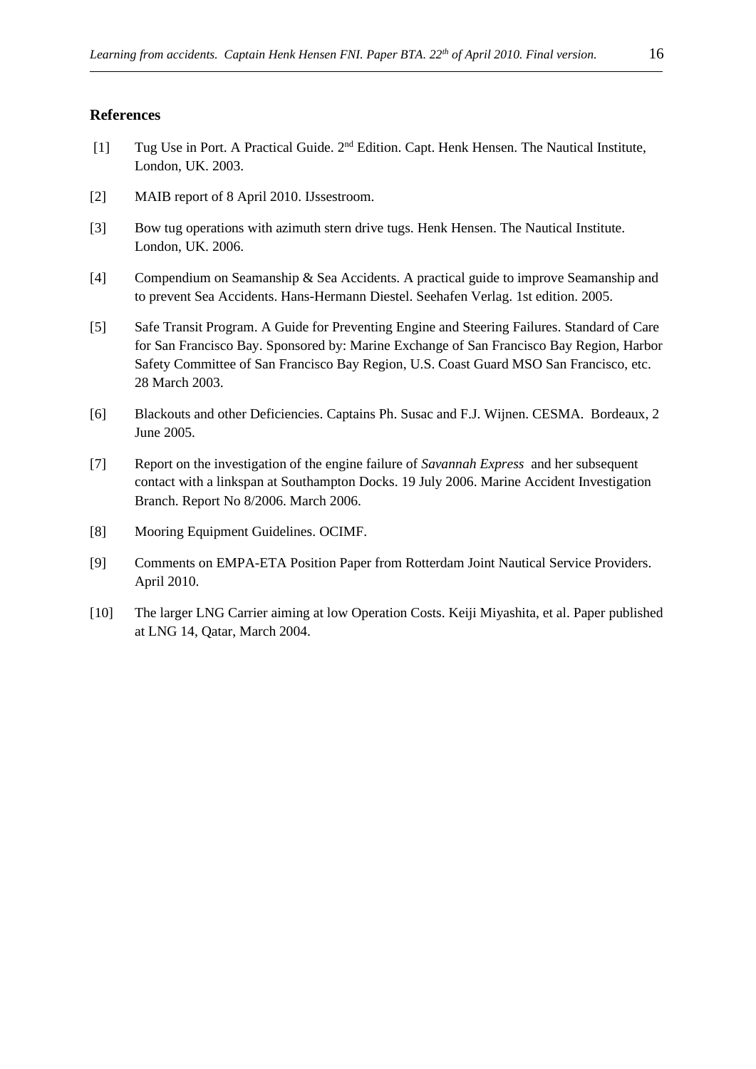## References

[1] Tug Use in Port. A Practical Guide. 2nd Edition. Capt. Henk Hensen. The Nautical Institute, London, UK. 2003.

[2] MAIB report of 8 April 2010. IJssestroom.

[3] Bow tug operations with azimuth stern drive tugs. Henk Hensen. The Nautical Institute. London, UK. 2006.

[4] Compendium on Seamanship & Sea Accidents. A practical guide to improve Seamanship and to prevent Sea Accidents. Hans-Hermann Diestel. Seehafen Verlag. 1st edition. 2005.

[5] Safe Transit Program. A Guide for Preventing Engine and Steering Failures. Standard of Care for San Francisco Bay. Sponsored by: Marine Exchange of San Francisco Bay Region, Harbor Safety Committee of San Francisco Bay Region, U.S. Coast Guard MSO San Francisco, etc. 28 March 2003.

[6] Blackouts and other Deficiencies. Captains Ph. Susac and F.J. Wijnen. CESMA. Bordeaux, 2 June 2005.

[7] Report on the investigation of the engine failure of *Savannah Express* and her subsequent contact with a linkspan at Southampton Docks. 19 July 2006. Marine Accident Investigation Branch. Report No 8/2006. March 2006.

[8] Mooring Equipment Guidelines. OCIMF.

[9] Comments on EMPA-ETA Position Paper from Rotterdam Joint Nautical Service Providers. April 2010.

[10] The larger LNG Carrier aiming at low Operation Costs. Keiji Miyashita, et al. Paper published at LNG 14, Qatar, March 2004.